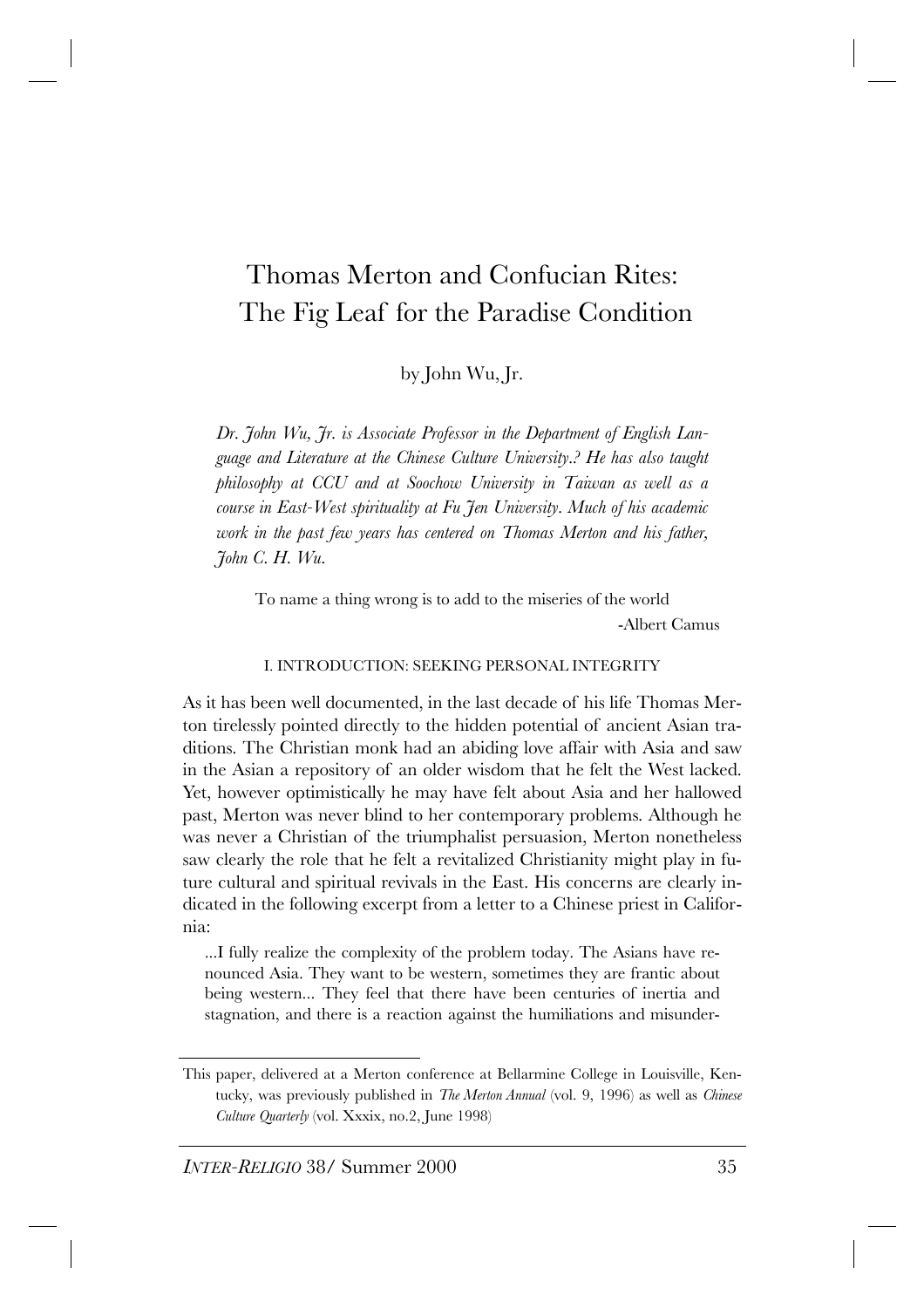# Thomas Merton and Confucian Rites: The Fig Leaf for the Paradise Condition

by John Wu, Jr.

*Dr. John Wu, Jr. is Associate Professor in the Department of English Language and Literature at the Chinese Culture University.? He has also taught philosophy at CCU and at Soochow University in Taiwan as well as a course in East-West spirituality at Fu Jen University. Much of his academic work in the past few years has centered on Thomas Merton and his father, John C. H. Wu.*

> To name a thing wrong is to add to the miseries of the world
>
> -Albert Camus

## I. INTRODUCTION: SEEKING PERSONAL INTEGRITY

As it has been well documented, in the last decade of his life Thomas Merton tirelessly pointed directly to the hidden potential of ancient Asian traditions. The Christian monk had an abiding love affair with Asia and saw in the Asian a repository of an older wisdom that he felt the West lacked. Yet, however optimistically he may have felt about Asia and her hallowed past, Merton was never blind to her contemporary problems. Although he was never a Christian of the triumphalist persuasion, Merton nonetheless saw clearly the role that he felt a revitalized Christianity might play in future cultural and spiritual revivals in the East. His concerns are clearly indicated in the following excerpt from a letter to a Chinese priest in California:

> ...I fully realize the complexity of the problem today. The Asians have renounced Asia. They want to be western, sometimes they are frantic about being western... They feel that there have been centuries of inertia and stagnation, and there is a reaction against the humiliations and misunder-

This paper, delivered at a Merton conference at Bellarmine College in Louisville, Kentucky, was previously published in *The Merton Annual* (vol. 9, 1996) as well as *Chinese Culture Quarterly* (vol. Xxxix, no.2, June 1998)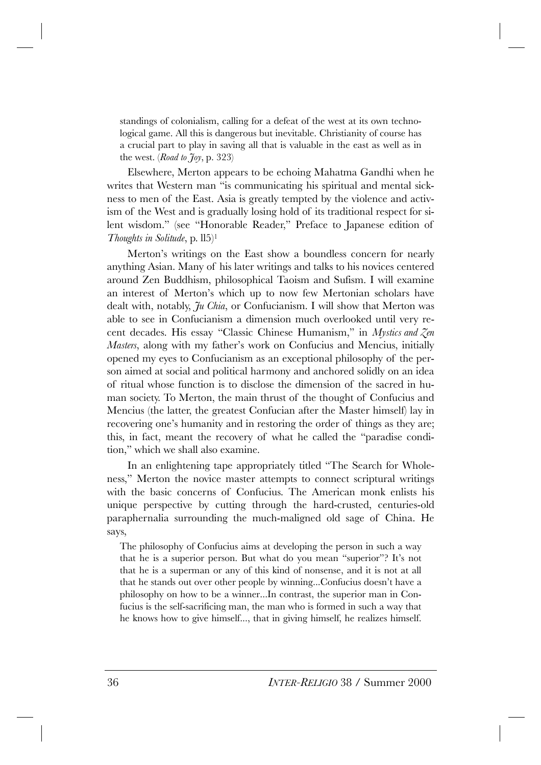standings of colonialism, calling for a defeat of the west at its own technological game. All this is dangerous but inevitable. Christianity of course has a crucial part to play in saving all that is valuable in the east as well as in the west. (*Road to Joy*, p. 323)

Elsewhere, Merton appears to be echoing Mahatma Gandhi when he writes that Western man "is communicating his spiritual and mental sickness to men of the East. Asia is greatly tempted by the violence and activism of the West and is gradually losing hold of its traditional respect for silent wisdom." (see "Honorable Reader," Preface to Japanese edition of *Thoughts in Solitude*, p. 115)[1]

Merton's writings on the East show a boundless concern for nearly anything Asian. Many of his later writings and talks to his novices centered around Zen Buddhism, philosophical Taoism and Sufism. I will examine an interest of Merton's which up to now few Mertonian scholars have dealt with, notably, *Ju Chia*, or Confucianism. I will show that Merton was able to see in Confucianism a dimension much overlooked until very recent decades. His essay "Classic Chinese Humanism," in *Mystics and Zen Masters*, along with my father's work on Confucius and Mencius, initially opened my eyes to Confucianism as an exceptional philosophy of the person aimed at social and political harmony and anchored solidly on an idea of ritual whose function is to disclose the dimension of the sacred in human society. To Merton, the main thrust of the thought of Confucius and Mencius (the latter, the greatest Confucian after the Master himself) lay in recovering one's humanity and in restoring the order of things as they are; this, in fact, meant the recovery of what he called the "paradise condition," which we shall also examine.

In an enlightening tape appropriately titled "The Search for Wholeness," Merton the novice master attempts to connect scriptural writings with the basic concerns of Confucius. The American monk enlists his unique perspective by cutting through the hard-crusted, centuries-old paraphernalia surrounding the much-maligned old sage of China. He says,

> The philosophy of Confucius aims at developing the person in such a way that he is a superior person. But what do you mean "superior"? It's not that he is a superman or any of this kind of nonsense, and it is not at all that he stands out over other people by winning...Confucius doesn't have a philosophy on how to be a winner...In contrast, the superior man in Confucius is the self-sacrificing man, the man who is formed in such a way that he knows how to give himself..., that in giving himself, he realizes himself.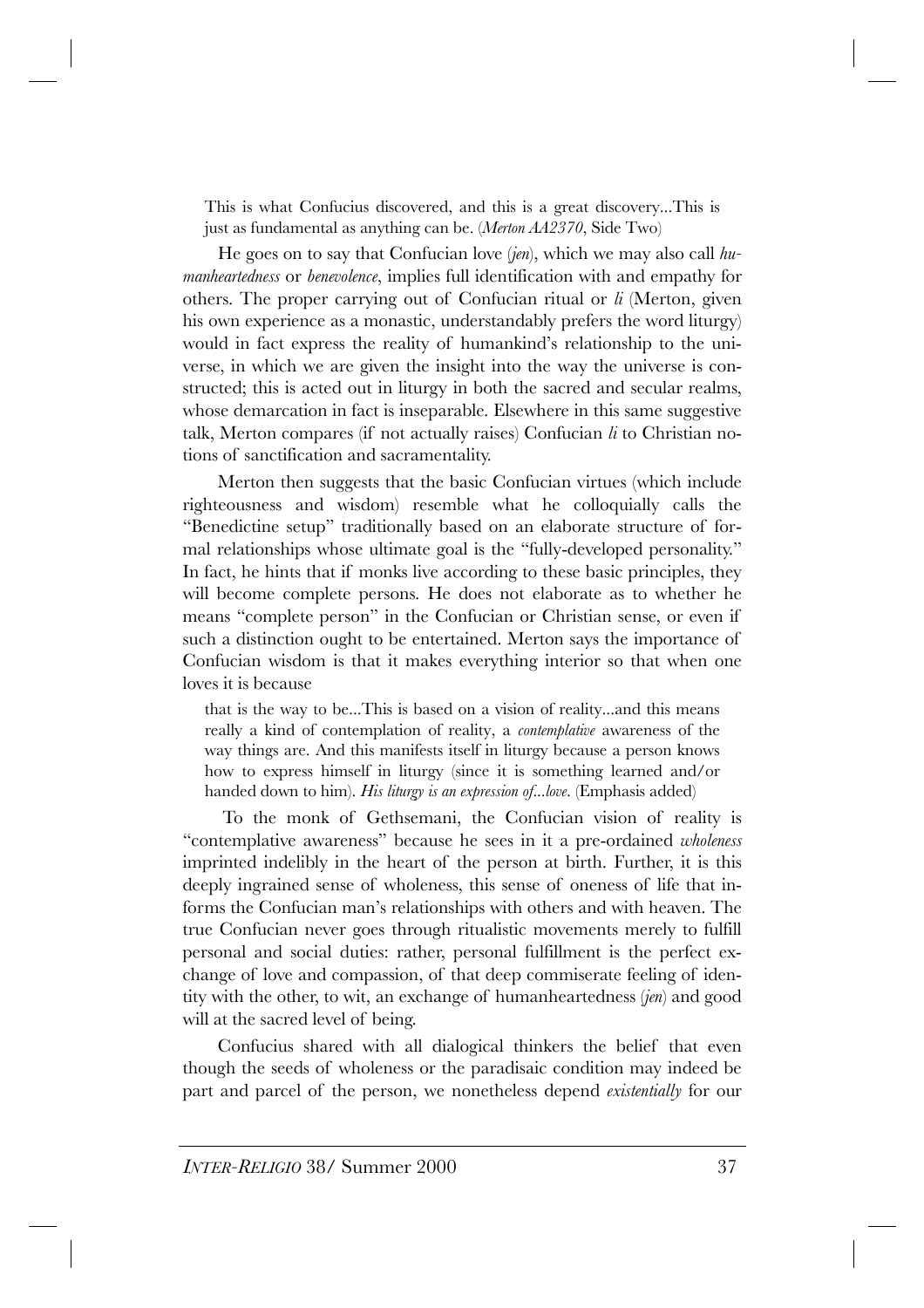This is what Confucius discovered, and this is a great discovery...This is just as fundamental as anything can be. (*Merton AA2370*, Side Two)

He goes on to say that Confucian love (*jen*), which we may also call *humanheartedness* or *benevolence*, implies full identification with and empathy for others. The proper carrying out of Confucian ritual or *li* (Merton, given his own experience as a monastic, understandably prefers the word liturgy) would in fact express the reality of humankind's relationship to the universe, in which we are given the insight into the way the universe is constructed; this is acted out in liturgy in both the sacred and secular realms, whose demarcation in fact is inseparable. Elsewhere in this same suggestive talk, Merton compares (if not actually raises) Confucian *li* to Christian notions of sanctification and sacramentality.

Merton then suggests that the basic Confucian virtues (which include righteousness and wisdom) resemble what he colloquially calls the "Benedictine setup" traditionally based on an elaborate structure of formal relationships whose ultimate goal is the "fully-developed personality." In fact, he hints that if monks live according to these basic principles, they will become complete persons. He does not elaborate as to whether he means "complete person" in the Confucian or Christian sense, or even if such a distinction ought to be entertained. Merton says the importance of Confucian wisdom is that it makes everything interior so that when one loves it is because

> that is the way to be...This is based on a vision of reality...and this means really a kind of contemplation of reality, a *contemplative* awareness of the way things are. And this manifests itself in liturgy because a person knows how to express himself in liturgy (since it is something learned and/or handed down to him). *His liturgy is an expression of...love*. (Emphasis added)

To the monk of Gethsemani, the Confucian vision of reality is "contemplative awareness" because he sees in it a pre-ordained *wholeness* imprinted indelibly in the heart of the person at birth. Further, it is this deeply ingrained sense of wholeness, this sense of oneness of life that informs the Confucian man's relationships with others and with heaven. The true Confucian never goes through ritualistic movements merely to fulfill personal and social duties: rather, personal fulfillment is the perfect exchange of love and compassion, of that deep commiserate feeling of identity with the other, to wit, an exchange of humanheartedness (*jen*) and good will at the sacred level of being.

Confucius shared with all dialogical thinkers the belief that even though the seeds of wholeness or the paradisaic condition may indeed be part and parcel of the person, we nonetheless depend *existentially* for our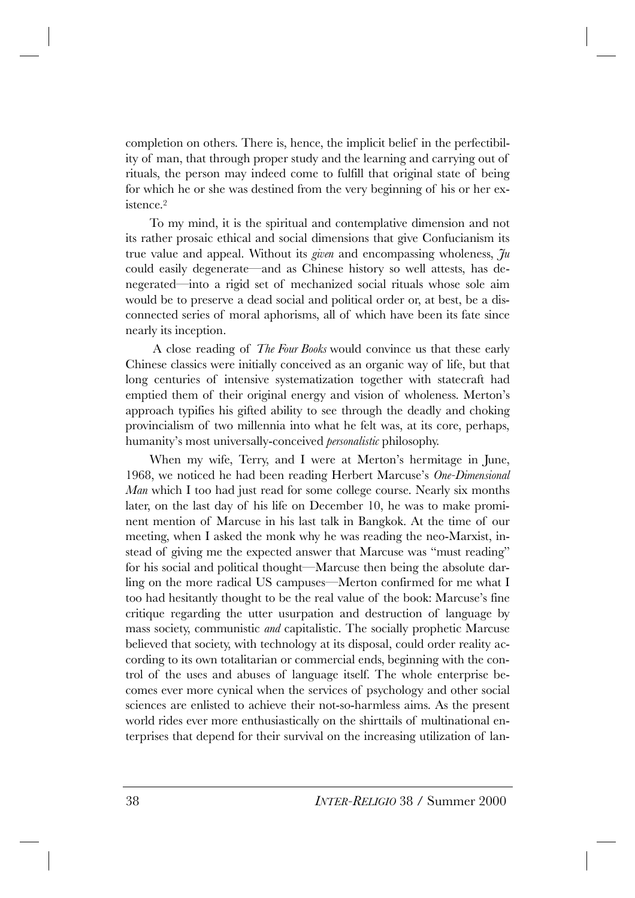completion on others. There is, hence, the implicit belief in the perfectibility of man, that through proper study and the learning and carrying out of rituals, the person may indeed come to fulfill that original state of being for which he or she was destined from the very beginning of his or her existence.[2]

To my mind, it is the spiritual and contemplative dimension and not its rather prosaic ethical and social dimensions that give Confucianism its true value and appeal. Without its *given* and encompassing wholeness, *Ju* could easily degenerate—and as Chinese history so well attests, has denegerated—into a rigid set of mechanized social rituals whose sole aim would be to preserve a dead social and political order or, at best, be a disconnected series of moral aphorisms, all of which have been its fate since nearly its inception.

A close reading of *The Four Books* would convince us that these early Chinese classics were initially conceived as an organic way of life, but that long centuries of intensive systematization together with statecraft had emptied them of their original energy and vision of wholeness. Merton's approach typifies his gifted ability to see through the deadly and choking provincialism of two millennia into what he felt was, at its core, perhaps, humanity's most universally-conceived *personalistic* philosophy.

When my wife, Terry, and I were at Merton's hermitage in June, 1968, we noticed he had been reading Herbert Marcuse's *One-Dimensional Man* which I too had just read for some college course. Nearly six months later, on the last day of his life on December 10, he was to make prominent mention of Marcuse in his last talk in Bangkok. At the time of our meeting, when I asked the monk why he was reading the neo-Marxist, instead of giving me the expected answer that Marcuse was "must reading" for his social and political thought—Marcuse then being the absolute darling on the more radical US campuses—Merton confirmed for me what I too had hesitantly thought to be the real value of the book: Marcuse's fine critique regarding the utter usurpation and destruction of language by mass society, communistic *and* capitalistic. The socially prophetic Marcuse believed that society, with technology at its disposal, could order reality according to its own totalitarian or commercial ends, beginning with the control of the uses and abuses of language itself. The whole enterprise becomes ever more cynical when the services of psychology and other social sciences are enlisted to achieve their not-so-harmless aims. As the present world rides ever more enthusiastically on the shirttails of multinational enterprises that depend for their survival on the increasing utilization of lan-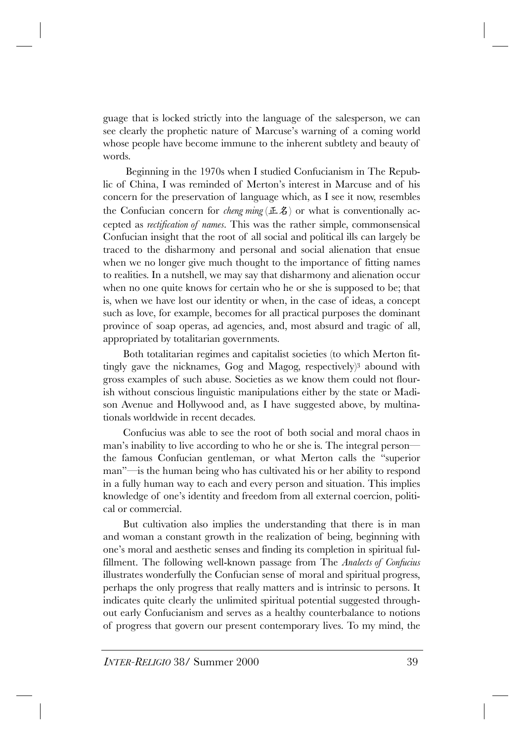guage that is locked strictly into the language of the salesperson, we can see clearly the prophetic nature of Marcuse's warning of a coming world whose people have become immune to the inherent subtlety and beauty of words.

Beginning in the 1970s when I studied Confucianism in The Republic of China, I was reminded of Merton's interest in Marcuse and of his concern for the preservation of language which, as I see it now, resembles the Confucian concern for *cheng ming* (正名) or what is conventionally accepted as *rectification of names*. This was the rather simple, commonsensical Confucian insight that the root of all social and political ills can largely be traced to the disharmony and personal and social alienation that ensue when we no longer give much thought to the importance of fitting names to realities. In a nutshell, we may say that disharmony and alienation occur when no one quite knows for certain who he or she is supposed to be; that is, when we have lost our identity or when, in the case of ideas, a concept such as love, for example, becomes for all practical purposes the dominant province of soap operas, ad agencies, and, most absurd and tragic of all, appropriated by totalitarian governments.

Both totalitarian regimes and capitalist societies (to which Merton fittingly gave the nicknames, Gog and Magog, respectively)[3] abound with gross examples of such abuse. Societies as we know them could not flourish without conscious linguistic manipulations either by the state or Madison Avenue and Hollywood and, as I have suggested above, by multinationals worldwide in recent decades.

Confucius was able to see the root of both social and moral chaos in man's inability to live according to who he or she is. The integral person—the famous Confucian gentleman, or what Merton calls the "superior man"—is the human being who has cultivated his or her ability to respond in a fully human way to each and every person and situation. This implies knowledge of one's identity and freedom from all external coercion, political or commercial.

But cultivation also implies the understanding that there is in man and woman a constant growth in the realization of being, beginning with one's moral and aesthetic senses and finding its completion in spiritual fulfillment. The following well-known passage from The *Analects of Confucius* illustrates wonderfully the Confucian sense of moral and spiritual progress, perhaps the only progress that really matters and is intrinsic to persons. It indicates quite clearly the unlimited spiritual potential suggested throughout early Confucianism and serves as a healthy counterbalance to notions of progress that govern our present contemporary lives. To my mind, the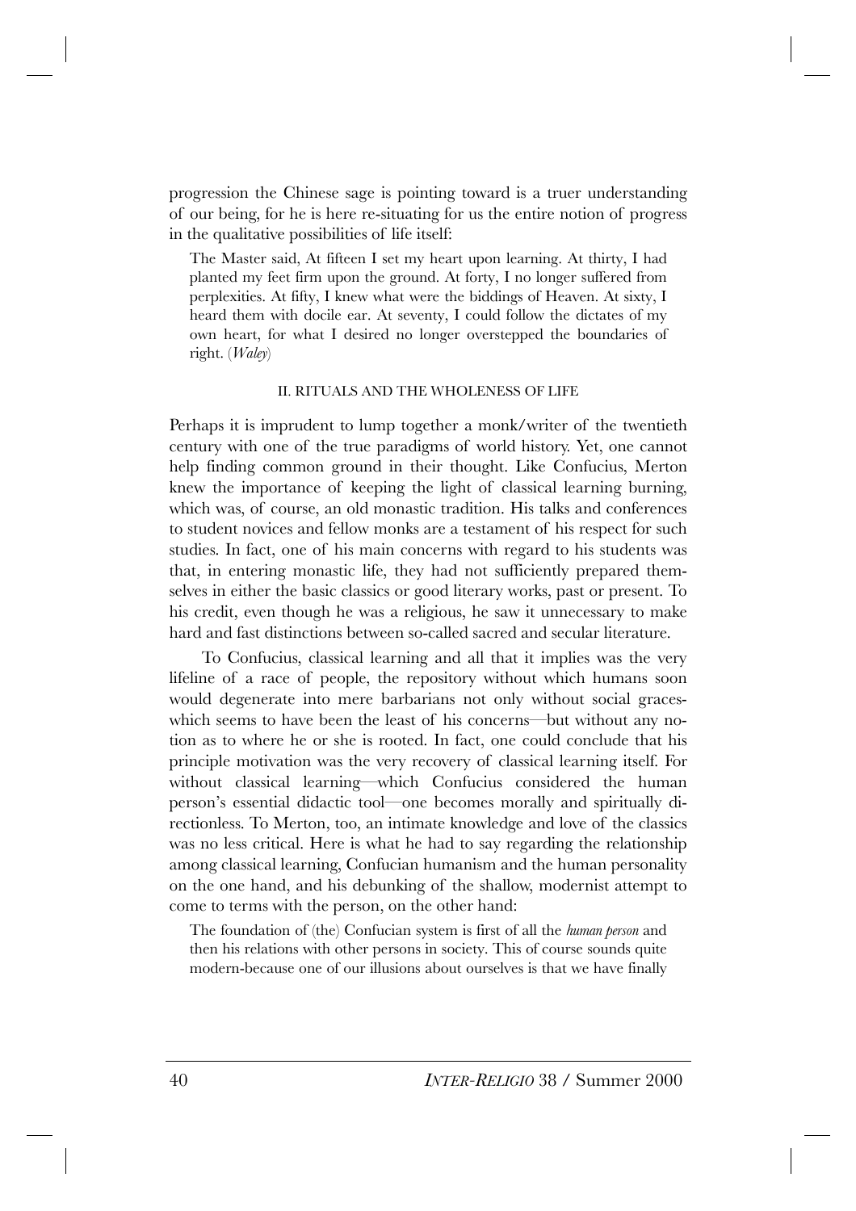progression the Chinese sage is pointing toward is a truer understanding of our being, for he is here re-situating for us the entire notion of progress in the qualitative possibilities of life itself:

> The Master said, At fifteen I set my heart upon learning. At thirty, I had planted my feet firm upon the ground. At forty, I no longer suffered from perplexities. At fifty, I knew what were the biddings of Heaven. At sixty, I heard them with docile ear. At seventy, I could follow the dictates of my own heart, for what I desired no longer overstepped the boundaries of right. (*Waley*)

## II. RITUALS AND THE WHOLENESS OF LIFE

Perhaps it is imprudent to lump together a monk/writer of the twentieth century with one of the true paradigms of world history. Yet, one cannot help finding common ground in their thought. Like Confucius, Merton knew the importance of keeping the light of classical learning burning, which was, of course, an old monastic tradition. His talks and conferences to student novices and fellow monks are a testament of his respect for such studies. In fact, one of his main concerns with regard to his students was that, in entering monastic life, they had not sufficiently prepared themselves in either the basic classics or good literary works, past or present. To his credit, even though he was a religious, he saw it unnecessary to make hard and fast distinctions between so-called sacred and secular literature.

To Confucius, classical learning and all that it implies was the very lifeline of a race of people, the repository without which humans soon would degenerate into mere barbarians not only without social graces-which seems to have been the least of his concerns—but without any notion as to where he or she is rooted. In fact, one could conclude that his principle motivation was the very recovery of classical learning itself. For without classical learning—which Confucius considered the human person's essential didactic tool—one becomes morally and spiritually directionless. To Merton, too, an intimate knowledge and love of the classics was no less critical. Here is what he had to say regarding the relationship among classical learning, Confucian humanism and the human personality on the one hand, and his debunking of the shallow, modernist attempt to come to terms with the person, on the other hand:

> The foundation of (the) Confucian system is first of all the *human person* and then his relations with other persons in society. This of course sounds quite modern-because one of our illusions about ourselves is that we have finally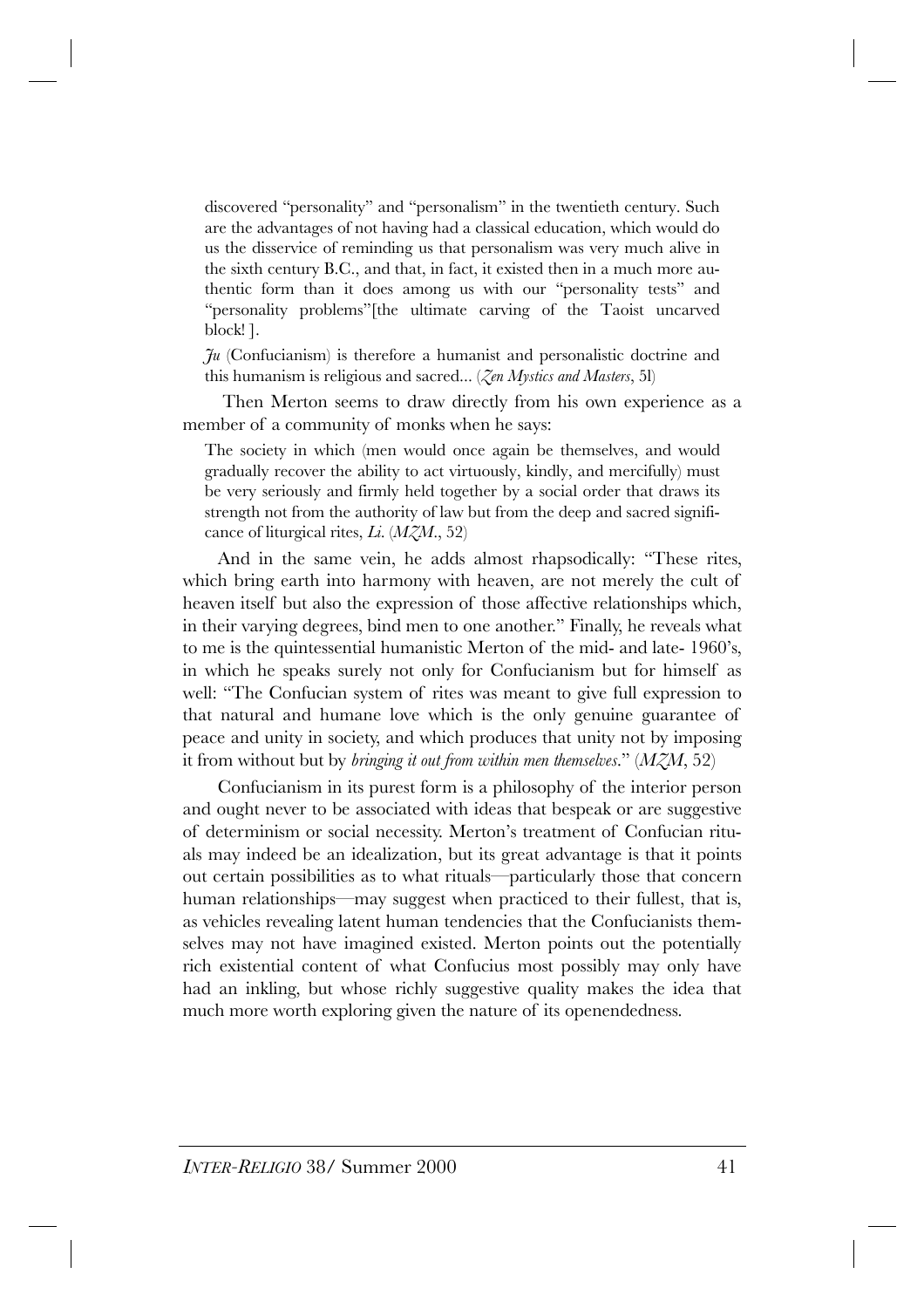discovered "personality" and "personalism" in the twentieth century. Such are the advantages of not having had a classical education, which would do us the disservice of reminding us that personalism was very much alive in the sixth century B.C., and that, in fact, it existed then in a much more authentic form than it does among us with our "personality tests" and "personality problems"[the ultimate carving of the Taoist uncarved block! ].

> *Ju* (Confucianism) is therefore a humanist and personalistic doctrine and this humanism is religious and sacred... (*Zen Mystics and Masters*, 51)

Then Merton seems to draw directly from his own experience as a member of a community of monks when he says:

> The society in which (men would once again be themselves, and would gradually recover the ability to act virtuously, kindly, and mercifully) must be very seriously and firmly held together by a social order that draws its strength not from the authority of law but from the deep and sacred significance of liturgical rites, *Li*. (*MZM*., 52)

And in the same vein, he adds almost rhapsodically: "These rites, which bring earth into harmony with heaven, are not merely the cult of heaven itself but also the expression of those affective relationships which, in their varying degrees, bind men to one another." Finally, he reveals what to me is the quintessential humanistic Merton of the mid- and late- 1960's, in which he speaks surely not only for Confucianism but for himself as well: "The Confucian system of rites was meant to give full expression to that natural and humane love which is the only genuine guarantee of peace and unity in society, and which produces that unity not by imposing it from without but by *bringing it out from within men themselves*." (*MZM*, 52)

Confucianism in its purest form is a philosophy of the interior person and ought never to be associated with ideas that bespeak or are suggestive of determinism or social necessity. Merton's treatment of Confucian rituals may indeed be an idealization, but its great advantage is that it points out certain possibilities as to what rituals—particularly those that concern human relationships—may suggest when practiced to their fullest, that is, as vehicles revealing latent human tendencies that the Confucianists themselves may not have imagined existed. Merton points out the potentially rich existential content of what Confucius most possibly may only have had an inkling, but whose richly suggestive quality makes the idea that much more worth exploring given the nature of its openendedness.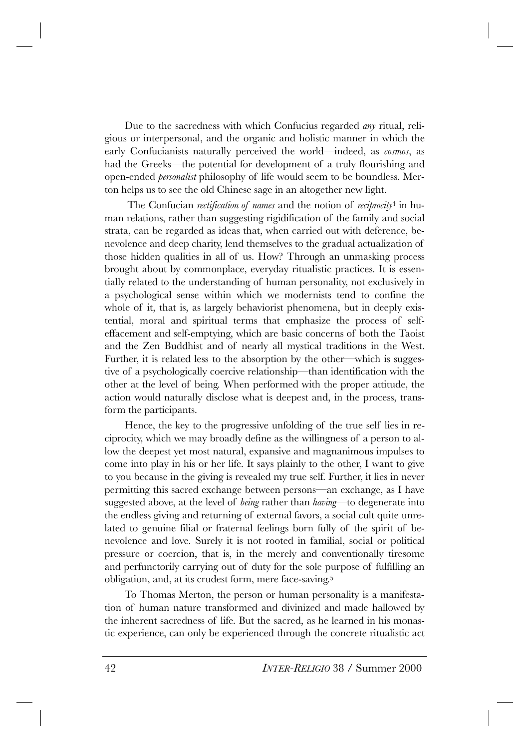Due to the sacredness with which Confucius regarded *any* ritual, religious or interpersonal, and the organic and holistic manner in which the early Confucianists naturally perceived the world—indeed, as *cosmos*, as had the Greeks—the potential for development of a truly flourishing and open-ended *personalist* philosophy of life would seem to be boundless. Merton helps us to see the old Chinese sage in an altogether new light.

The Confucian *rectification of names* and the notion of *reciprocity*[4] in human relations, rather than suggesting rigidification of the family and social strata, can be regarded as ideas that, when carried out with deference, benevolence and deep charity, lend themselves to the gradual actualization of those hidden qualities in all of us. How? Through an unmasking process brought about by commonplace, everyday ritualistic practices. It is essentially related to the understanding of human personality, not exclusively in a psychological sense within which we modernists tend to confine the whole of it, that is, as largely behaviorist phenomena, but in deeply existential, moral and spiritual terms that emphasize the process of self-effacement and self-emptying, which are basic concerns of both the Taoist and the Zen Buddhist and of nearly all mystical traditions in the West. Further, it is related less to the absorption by the other—which is suggestive of a psychologically coercive relationship—than identification with the other at the level of being. When performed with the proper attitude, the action would naturally disclose what is deepest and, in the process, transform the participants.

Hence, the key to the progressive unfolding of the true self lies in reciprocity, which we may broadly define as the willingness of a person to allow the deepest yet most natural, expansive and magnanimous impulses to come into play in his or her life. It says plainly to the other, I want to give to you because in the giving is revealed my true self. Further, it lies in never permitting this sacred exchange between persons—an exchange, as I have suggested above, at the level of *being* rather than *having*—to degenerate into the endless giving and returning of external favors, a social cult quite unrelated to genuine filial or fraternal feelings born fully of the spirit of benevolence and love. Surely it is not rooted in familial, social or political pressure or coercion, that is, in the merely and conventionally tiresome and perfunctorily carrying out of duty for the sole purpose of fulfilling an obligation, and, at its crudest form, mere face-saving.[5]

To Thomas Merton, the person or human personality is a manifestation of human nature transformed and divinized and made hallowed by the inherent sacredness of life. But the sacred, as he learned in his monastic experience, can only be experienced through the concrete ritualistic act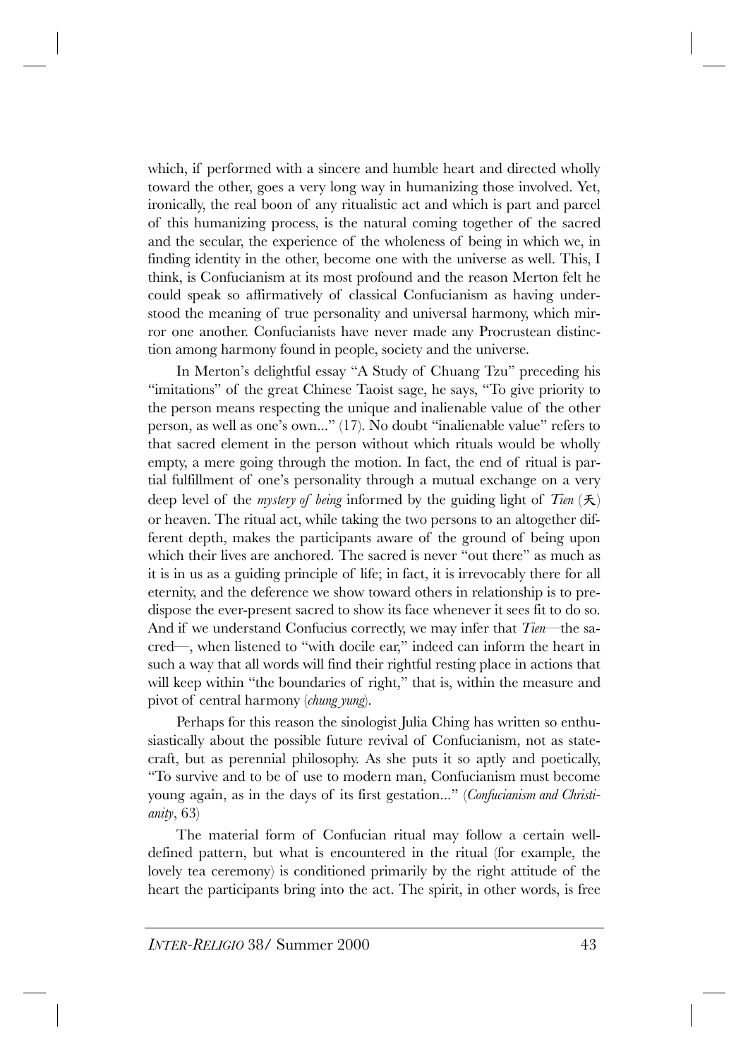which, if performed with a sincere and humble heart and directed wholly toward the other, goes a very long way in humanizing those involved. Yet, ironically, the real boon of any ritualistic act and which is part and parcel of this humanizing process, is the natural coming together of the sacred and the secular, the experience of the wholeness of being in which we, in finding identity in the other, become one with the universe as well. This, I think, is Confucianism at its most profound and the reason Merton felt he could speak so affirmatively of classical Confucianism as having understood the meaning of true personality and universal harmony, which mirror one another. Confucianists have never made any Procrustean distinction among harmony found in people, society and the universe.

In Merton's delightful essay "A Study of Chuang Tzu" preceding his "imitations" of the great Chinese Taoist sage, he says, "To give priority to the person means respecting the unique and inalienable value of the other person, as well as one's own..." (17). No doubt "inalienable value" refers to that sacred element in the person without which rituals would be wholly empty, a mere going through the motion. In fact, the end of ritual is partial fulfillment of one's personality through a mutual exchange on a very deep level of the *mystery of being* informed by the guiding light of *Tien* (天) or heaven. The ritual act, while taking the two persons to an altogether different depth, makes the participants aware of the ground of being upon which their lives are anchored. The sacred is never "out there" as much as it is in us as a guiding principle of life; in fact, it is irrevocably there for all eternity, and the deference we show toward others in relationship is to predispose the ever-present sacred to show its face whenever it sees fit to do so. And if we understand Confucius correctly, we may infer that *Tien*—the sacred—, when listened to "with docile ear," indeed can inform the heart in such a way that all words will find their rightful resting place in actions that will keep within "the boundaries of right," that is, within the measure and pivot of central harmony (*chung yung*).

Perhaps for this reason the sinologist Julia Ching has written so enthusiastically about the possible future revival of Confucianism, not as statecraft, but as perennial philosophy. As she puts it so aptly and poetically, "To survive and to be of use to modern man, Confucianism must become young again, as in the days of its first gestation..." (*Confucianism and Christianity*, 63)

The material form of Confucian ritual may follow a certain well-defined pattern, but what is encountered in the ritual (for example, the lovely tea ceremony) is conditioned primarily by the right attitude of the heart the participants bring into the act. The spirit, in other words, is free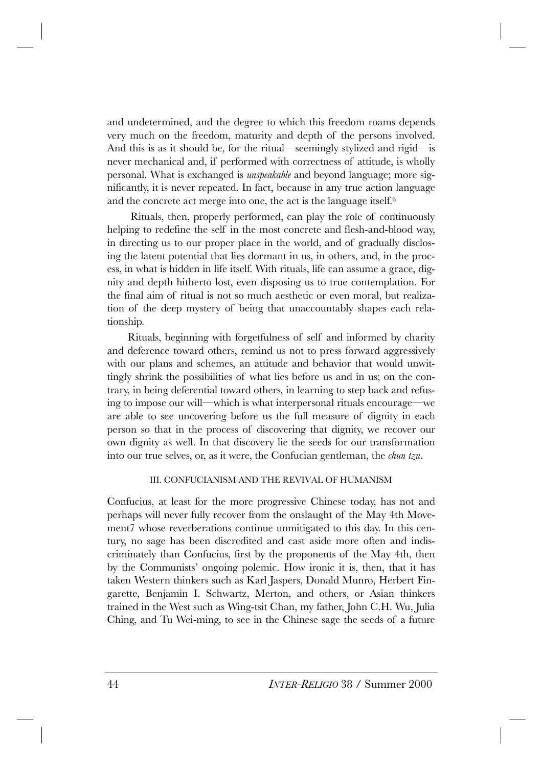and undetermined, and the degree to which this freedom roams depends very much on the freedom, maturity and depth of the persons involved. And this is as it should be, for the ritual—seemingly stylized and rigid—is never mechanical and, if performed with correctness of attitude, is wholly personal. What is exchanged is *unspeakable* and beyond language; more significantly, it is never repeated. In fact, because in any true action language and the concrete act merge into one, the act is the language itself.[6]

Rituals, then, properly performed, can play the role of continuously helping to redefine the self in the most concrete and flesh-and-blood way, in directing us to our proper place in the world, and of gradually disclosing the latent potential that lies dormant in us, in others, and, in the process, in what is hidden in life itself. With rituals, life can assume a grace, dignity and depth hitherto lost, even disposing us to true contemplation. For the final aim of ritual is not so much aesthetic or even moral, but realization of the deep mystery of being that unaccountably shapes each relationship.

Rituals, beginning with forgetfulness of self and informed by charity and deference toward others, remind us not to press forward aggressively with our plans and schemes, an attitude and behavior that would unwittingly shrink the possibilities of what lies before us and in us; on the contrary, in being deferential toward others, in learning to step back and refusing to impose our will—which is what interpersonal rituals encourage—we are able to see uncovering before us the full measure of dignity in each person so that in the process of discovering that dignity, we recover our own dignity as well. In that discovery lie the seeds for our transformation into our true selves, or, as it were, the Confucian gentleman, the *chun tzu*.

## III. CONFUCIANISM AND THE REVIVAL OF HUMANISM

Confucius, at least for the more progressive Chinese today, has not and perhaps will never fully recover from the onslaught of the May 4th Movement[7] whose reverberations continue unmitigated to this day. In this century, no sage has been discredited and cast aside more often and indiscriminately than Confucius, first by the proponents of the May 4th, then by the Communists' ongoing polemic. How ironic it is, then, that it has taken Western thinkers such as Karl Jaspers, Donald Munro, Herbert Fingarette, Benjamin I. Schwartz, Merton, and others, or Asian thinkers trained in the West such as Wing-tsit Chan, my father, John C.H. Wu, Julia Ching, and Tu Wei-ming, to see in the Chinese sage the seeds of a future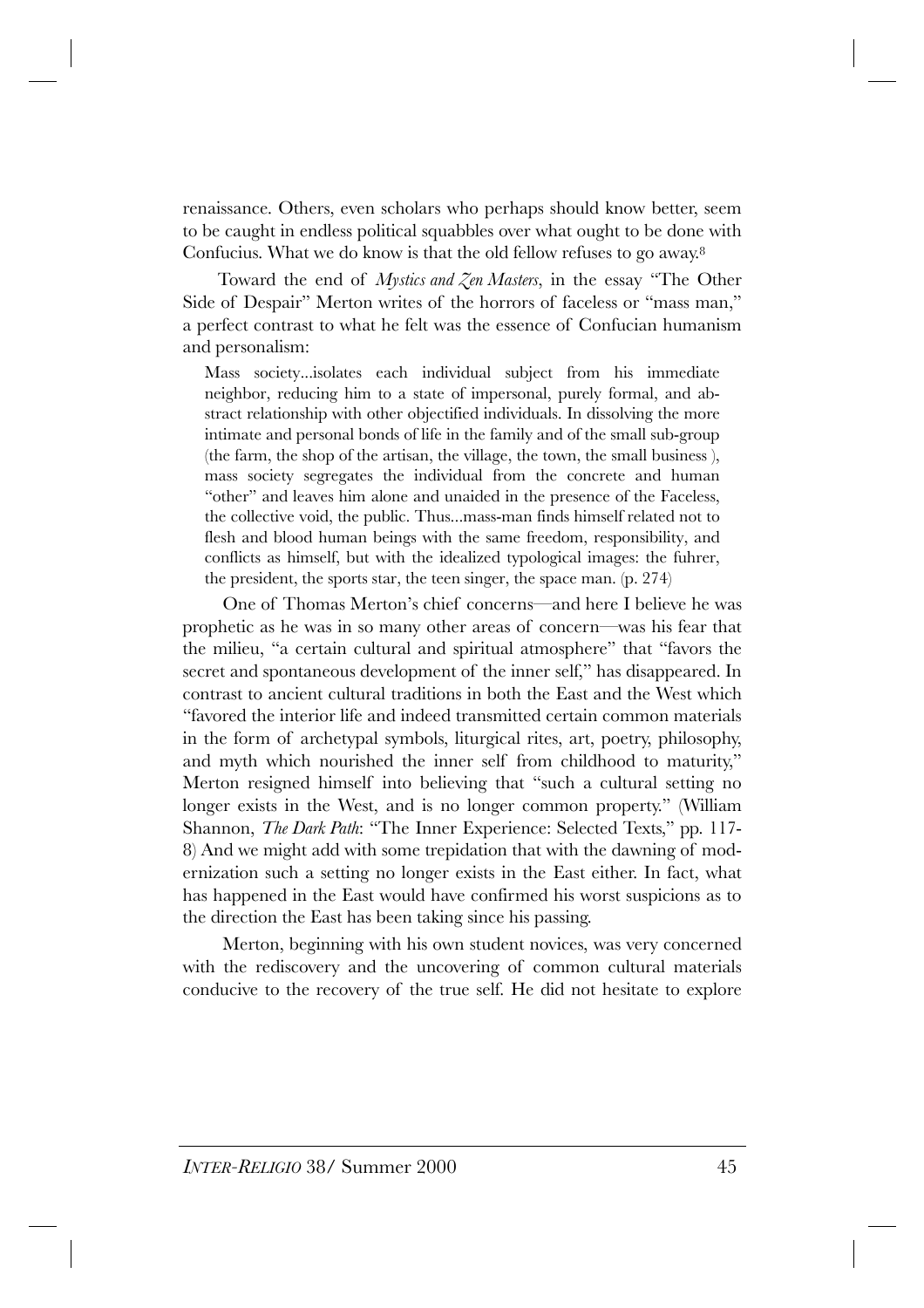renaissance. Others, even scholars who perhaps should know better, seem to be caught in endless political squabbles over what ought to be done with Confucius. What we do know is that the old fellow refuses to go away.[8]

Toward the end of *Mystics and Zen Masters*, in the essay "The Other Side of Despair" Merton writes of the horrors of faceless or "mass man," a perfect contrast to what he felt was the essence of Confucian humanism and personalism:

> Mass society...isolates each individual subject from his immediate neighbor, reducing him to a state of impersonal, purely formal, and abstract relationship with other objectified individuals. In dissolving the more intimate and personal bonds of life in the family and of the small sub-group (the farm, the shop of the artisan, the village, the town, the small business ), mass society segregates the individual from the concrete and human "other" and leaves him alone and unaided in the presence of the Faceless, the collective void, the public. Thus...mass-man finds himself related not to flesh and blood human beings with the same freedom, responsibility, and conflicts as himself, but with the idealized typological images: the fuhrer, the president, the sports star, the teen singer, the space man. (p. 274)

One of Thomas Merton's chief concerns—and here I believe he was prophetic as he was in so many other areas of concern—was his fear that the milieu, "a certain cultural and spiritual atmosphere" that "favors the secret and spontaneous development of the inner self," has disappeared. In contrast to ancient cultural traditions in both the East and the West which "favored the interior life and indeed transmitted certain common materials in the form of archetypal symbols, liturgical rites, art, poetry, philosophy, and myth which nourished the inner self from childhood to maturity," Merton resigned himself into believing that "such a cultural setting no longer exists in the West, and is no longer common property." (William Shannon, *The Dark Path*: "The Inner Experience: Selected Texts," pp. 117-8) And we might add with some trepidation that with the dawning of modernization such a setting no longer exists in the East either. In fact, what has happened in the East would have confirmed his worst suspicions as to the direction the East has been taking since his passing.

Merton, beginning with his own student novices, was very concerned with the rediscovery and the uncovering of common cultural materials conducive to the recovery of the true self. He did not hesitate to explore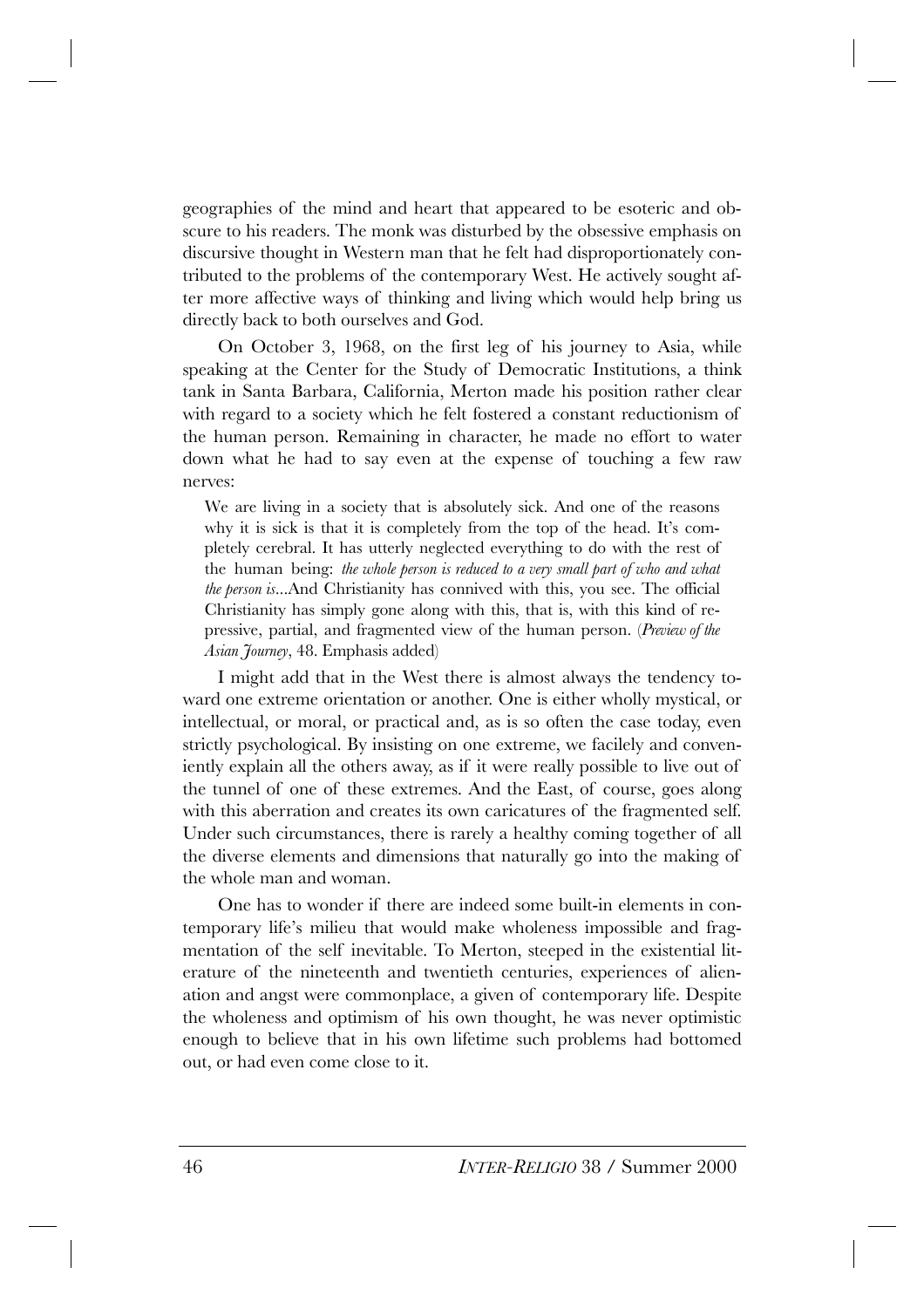geographies of the mind and heart that appeared to be esoteric and obscure to his readers. The monk was disturbed by the obsessive emphasis on discursive thought in Western man that he felt had disproportionately contributed to the problems of the contemporary West. He actively sought after more affective ways of thinking and living which would help bring us directly back to both ourselves and God.

On October 3, 1968, on the first leg of his journey to Asia, while speaking at the Center for the Study of Democratic Institutions, a think tank in Santa Barbara, California, Merton made his position rather clear with regard to a society which he felt fostered a constant reductionism of the human person. Remaining in character, he made no effort to water down what he had to say even at the expense of touching a few raw nerves:

> We are living in a society that is absolutely sick. And one of the reasons why it is sick is that it is completely from the top of the head. It's completely cerebral. It has utterly neglected everything to do with the rest of the human being: *the whole person is reduced to a very small part of who and what the person is*...And Christianity has connived with this, you see. The official Christianity has simply gone along with this, that is, with this kind of repressive, partial, and fragmented view of the human person. (*Preview of the Asian Journey*, 48. Emphasis added)

I might add that in the West there is almost always the tendency toward one extreme orientation or another. One is either wholly mystical, or intellectual, or moral, or practical and, as is so often the case today, even strictly psychological. By insisting on one extreme, we facilely and conveniently explain all the others away, as if it were really possible to live out of the tunnel of one of these extremes. And the East, of course, goes along with this aberration and creates its own caricatures of the fragmented self. Under such circumstances, there is rarely a healthy coming together of all the diverse elements and dimensions that naturally go into the making of the whole man and woman.

One has to wonder if there are indeed some built-in elements in contemporary life's milieu that would make wholeness impossible and fragmentation of the self inevitable. To Merton, steeped in the existential literature of the nineteenth and twentieth centuries, experiences of alienation and angst were commonplace, a given of contemporary life. Despite the wholeness and optimism of his own thought, he was never optimistic enough to believe that in his own lifetime such problems had bottomed out, or had even come close to it.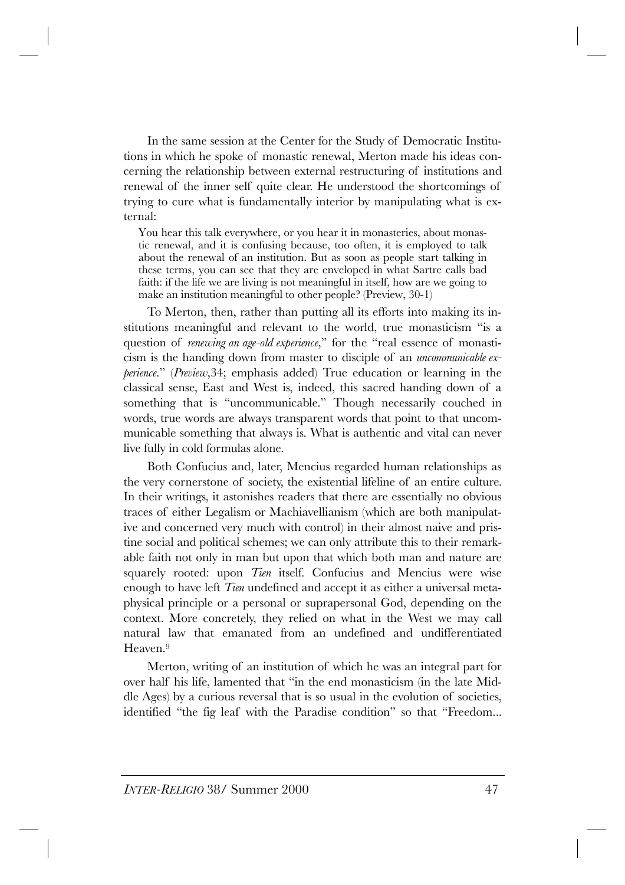In the same session at the Center for the Study of Democratic Institutions in which he spoke of monastic renewal, Merton made his ideas concerning the relationship between external restructuring of institutions and renewal of the inner self quite clear. He understood the shortcomings of trying to cure what is fundamentally interior by manipulating what is external:

> You hear this talk everywhere, or you hear it in monasteries, about monastic renewal, and it is confusing because, too often, it is employed to talk about the renewal of an institution. But as soon as people start talking in these terms, you can see that they are enveloped in what Sartre calls bad faith: if the life we are living is not meaningful in itself, how are we going to make an institution meaningful to other people? (Preview, 30-1)

To Merton, then, rather than putting all its efforts into making its institutions meaningful and relevant to the world, true monasticism "is a question of *renewing an age-old experience*," for the "real essence of monasticism is the handing down from master to disciple of an *uncommunicable experience*." (*Preview*,34; emphasis added) True education or learning in the classical sense, East and West is, indeed, this sacred handing down of a something that is "uncommunicable." Though necessarily couched in words, true words are always transparent words that point to that uncommunicable something that always is. What is authentic and vital can never live fully in cold formulas alone.

Both Confucius and, later, Mencius regarded human relationships as the very cornerstone of society, the existential lifeline of an entire culture. In their writings, it astonishes readers that there are essentially no obvious traces of either Legalism or Machiavellianism (which are both manipulative and concerned very much with control) in their almost naive and pristine social and political schemes; we can only attribute this to their remarkable faith not only in man but upon that which both man and nature are squarely rooted: upon *Tien* itself. Confucius and Mencius were wise enough to have left *Tien* undefined and accept it as either a universal metaphysical principle or a personal or suprapersonal God, depending on the context. More concretely, they relied on what in the West we may call natural law that emanated from an undefined and undifferentiated Heaven.[9]

Merton, writing of an institution of which he was an integral part for over half his life, lamented that "in the end monasticism (in the late Middle Ages) by a curious reversal that is so usual in the evolution of societies, identified "the fig leaf with the Paradise condition" so that "Freedom...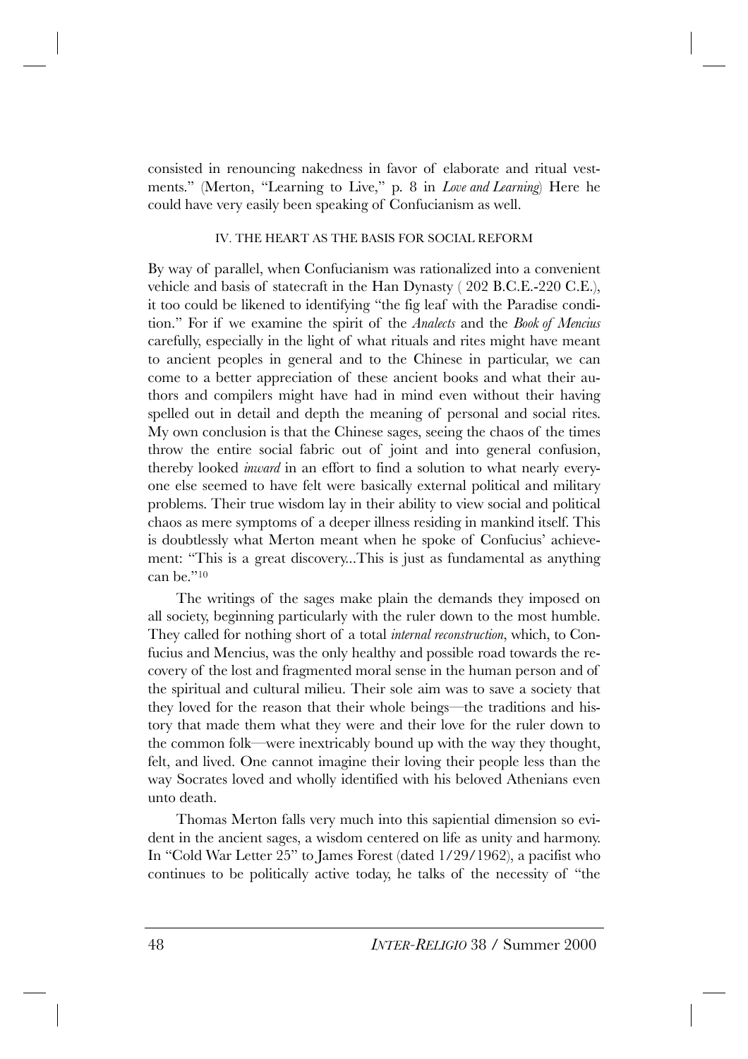consisted in renouncing nakedness in favor of elaborate and ritual vestments." (Merton, "Learning to Live," p. 8 in *Love and Learning*) Here he could have very easily been speaking of Confucianism as well.

## IV. THE HEART AS THE BASIS FOR SOCIAL REFORM

By way of parallel, when Confucianism was rationalized into a convenient vehicle and basis of statecraft in the Han Dynasty ( 202 B.C.E.-220 C.E.), it too could be likened to identifying "the fig leaf with the Paradise condition." For if we examine the spirit of the *Analects* and the *Book of Mencius* carefully, especially in the light of what rituals and rites might have meant to ancient peoples in general and to the Chinese in particular, we can come to a better appreciation of these ancient books and what their authors and compilers might have had in mind even without their having spelled out in detail and depth the meaning of personal and social rites. My own conclusion is that the Chinese sages, seeing the chaos of the times throw the entire social fabric out of joint and into general confusion, thereby looked *inward* in an effort to find a solution to what nearly everyone else seemed to have felt were basically external political and military problems. Their true wisdom lay in their ability to view social and political chaos as mere symptoms of a deeper illness residing in mankind itself. This is doubtlessly what Merton meant when he spoke of Confucius' achievement: "This is a great discovery...This is just as fundamental as anything can be."[10]

The writings of the sages make plain the demands they imposed on all society, beginning particularly with the ruler down to the most humble. They called for nothing short of a total *internal reconstruction*, which, to Confucius and Mencius, was the only healthy and possible road towards the recovery of the lost and fragmented moral sense in the human person and of the spiritual and cultural milieu. Their sole aim was to save a society that they loved for the reason that their whole beings—the traditions and history that made them what they were and their love for the ruler down to the common folk—were inextricably bound up with the way they thought, felt, and lived. One cannot imagine their loving their people less than the way Socrates loved and wholly identified with his beloved Athenians even unto death.

Thomas Merton falls very much into this sapiential dimension so evident in the ancient sages, a wisdom centered on life as unity and harmony. In "Cold War Letter 25" to James Forest (dated 1/29/1962), a pacifist who continues to be politically active today, he talks of the necessity of "the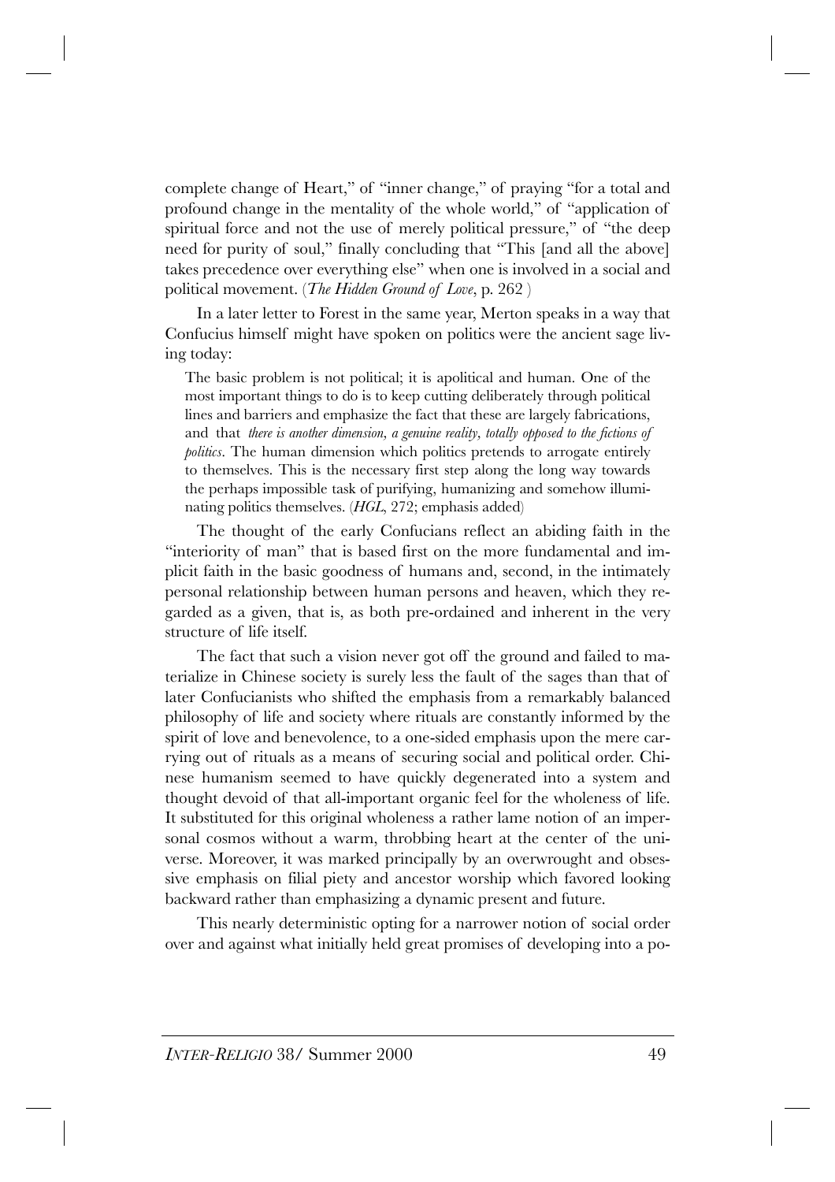complete change of Heart," of "inner change," of praying "for a total and profound change in the mentality of the whole world," of "application of spiritual force and not the use of merely political pressure," of "the deep need for purity of soul," finally concluding that "This [and all the above] takes precedence over everything else" when one is involved in a social and political movement. (*The Hidden Ground of Love*, p. 262 )

In a later letter to Forest in the same year, Merton speaks in a way that Confucius himself might have spoken on politics were the ancient sage living today:

> The basic problem is not political; it is apolitical and human. One of the most important things to do is to keep cutting deliberately through political lines and barriers and emphasize the fact that these are largely fabrications, and that *there is another dimension, a genuine reality, totally opposed to the fictions of politics*. The human dimension which politics pretends to arrogate entirely to themselves. This is the necessary first step along the long way towards the perhaps impossible task of purifying, humanizing and somehow illuminating politics themselves. (*HGL*, 272; emphasis added)

The thought of the early Confucians reflect an abiding faith in the "interiority of man" that is based first on the more fundamental and implicit faith in the basic goodness of humans and, second, in the intimately personal relationship between human persons and heaven, which they regarded as a given, that is, as both pre-ordained and inherent in the very structure of life itself.

The fact that such a vision never got off the ground and failed to materialize in Chinese society is surely less the fault of the sages than that of later Confucianists who shifted the emphasis from a remarkably balanced philosophy of life and society where rituals are constantly informed by the spirit of love and benevolence, to a one-sided emphasis upon the mere carrying out of rituals as a means of securing social and political order. Chinese humanism seemed to have quickly degenerated into a system and thought devoid of that all-important organic feel for the wholeness of life. It substituted for this original wholeness a rather lame notion of an impersonal cosmos without a warm, throbbing heart at the center of the universe. Moreover, it was marked principally by an overwrought and obsessive emphasis on filial piety and ancestor worship which favored looking backward rather than emphasizing a dynamic present and future.

This nearly deterministic opting for a narrower notion of social order over and against what initially held great promises of developing into a po-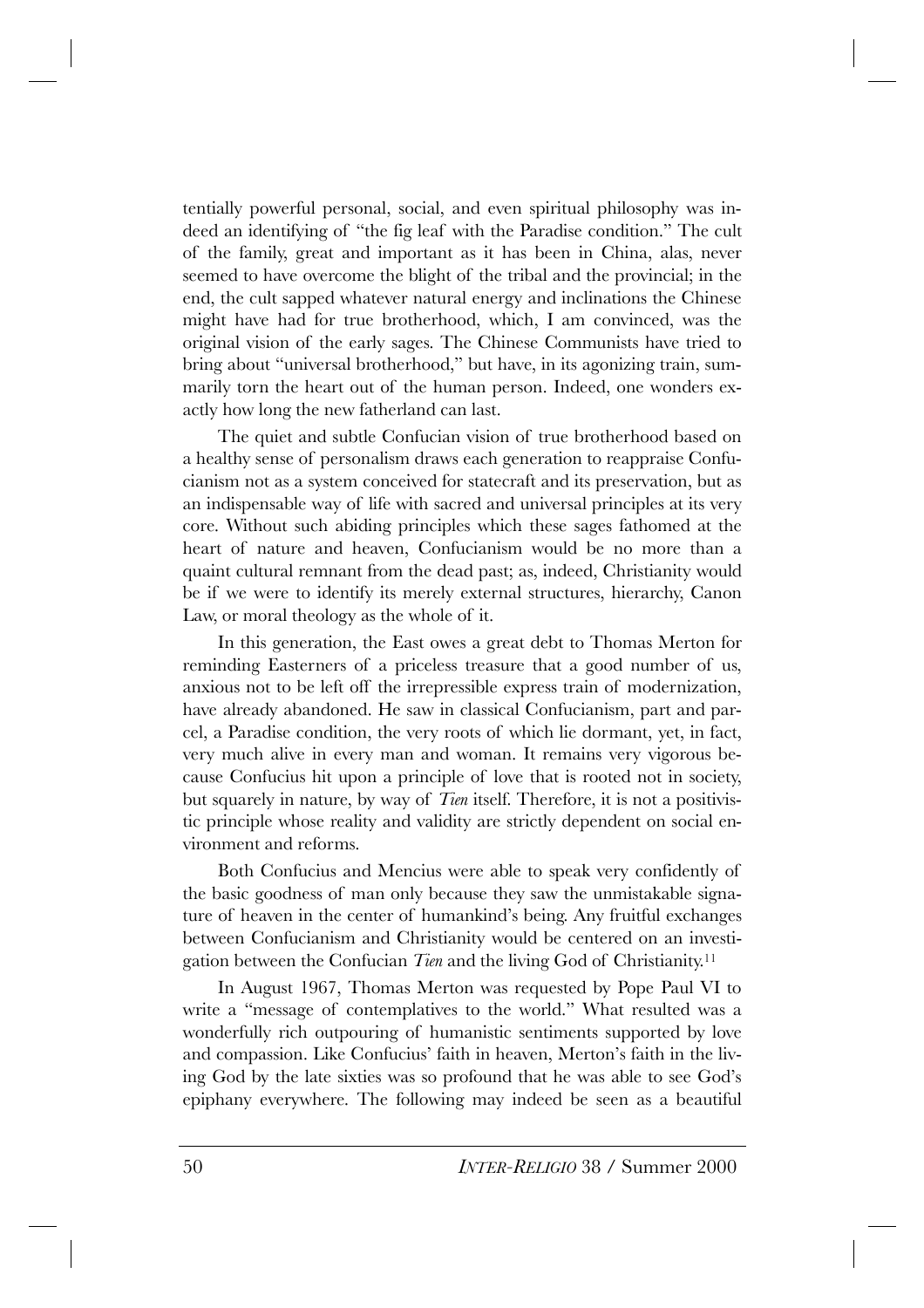tentially powerful personal, social, and even spiritual philosophy was indeed an identifying of "the fig leaf with the Paradise condition." The cult of the family, great and important as it has been in China, alas, never seemed to have overcome the blight of the tribal and the provincial; in the end, the cult sapped whatever natural energy and inclinations the Chinese might have had for true brotherhood, which, I am convinced, was the original vision of the early sages. The Chinese Communists have tried to bring about "universal brotherhood," but have, in its agonizing train, summarily torn the heart out of the human person. Indeed, one wonders exactly how long the new fatherland can last.

The quiet and subtle Confucian vision of true brotherhood based on a healthy sense of personalism draws each generation to reappraise Confucianism not as a system conceived for statecraft and its preservation, but as an indispensable way of life with sacred and universal principles at its very core. Without such abiding principles which these sages fathomed at the heart of nature and heaven, Confucianism would be no more than a quaint cultural remnant from the dead past; as, indeed, Christianity would be if we were to identify its merely external structures, hierarchy, Canon Law, or moral theology as the whole of it.

In this generation, the East owes a great debt to Thomas Merton for reminding Easterners of a priceless treasure that a good number of us, anxious not to be left off the irrepressible express train of modernization, have already abandoned. He saw in classical Confucianism, part and parcel, a Paradise condition, the very roots of which lie dormant, yet, in fact, very much alive in every man and woman. It remains very vigorous because Confucius hit upon a principle of love that is rooted not in society, but squarely in nature, by way of *Tien* itself. Therefore, it is not a positivistic principle whose reality and validity are strictly dependent on social environment and reforms.

Both Confucius and Mencius were able to speak very confidently of the basic goodness of man only because they saw the unmistakable signature of heaven in the center of humankind's being. Any fruitful exchanges between Confucianism and Christianity would be centered on an investigation between the Confucian *Tien* and the living God of Christianity.[11]

In August 1967, Thomas Merton was requested by Pope Paul VI to write a "message of contemplatives to the world." What resulted was a wonderfully rich outpouring of humanistic sentiments supported by love and compassion. Like Confucius' faith in heaven, Merton's faith in the living God by the late sixties was so profound that he was able to see God's epiphany everywhere. The following may indeed be seen as a beautiful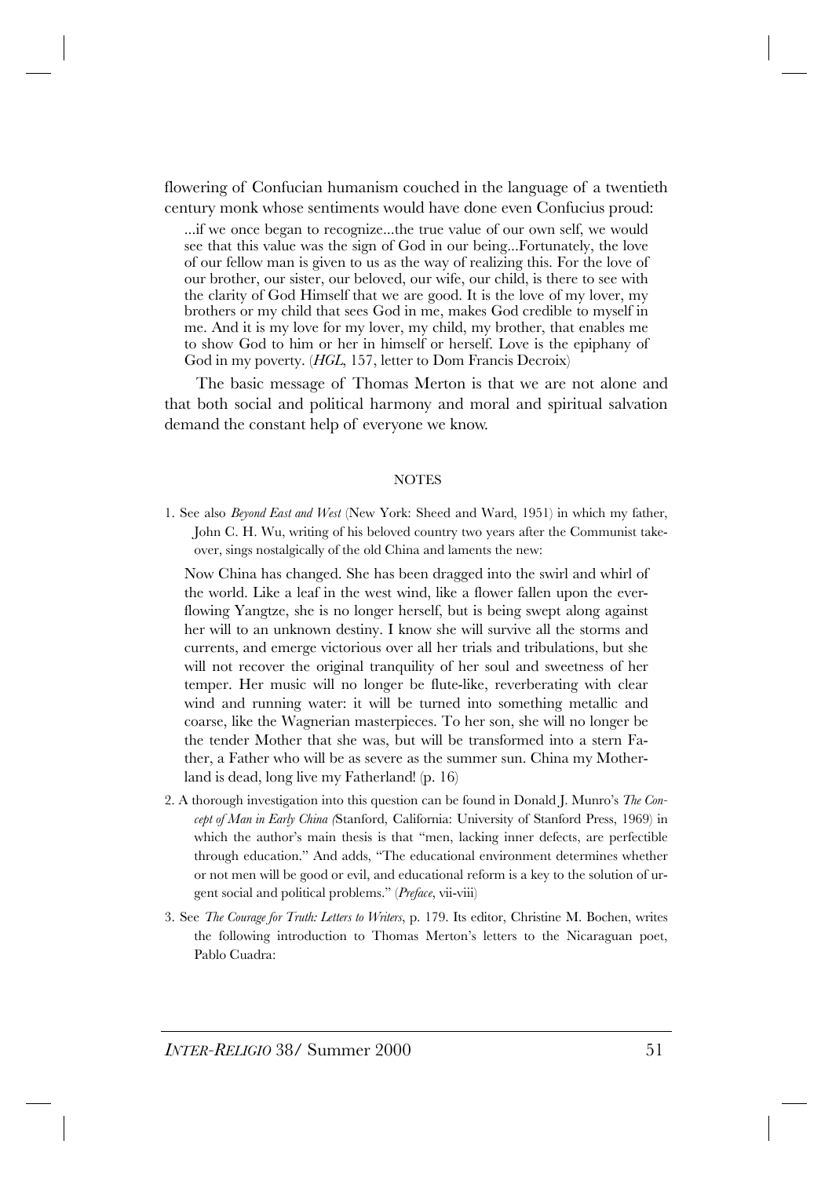flowering of Confucian humanism couched in the language of a twentieth century monk whose sentiments would have done even Confucius proud:

> ...if we once began to recognize...the true value of our own self, we would see that this value was the sign of God in our being...Fortunately, the love of our fellow man is given to us as the way of realizing this. For the love of our brother, our sister, our beloved, our wife, our child, is there to see with the clarity of God Himself that we are good. It is the love of my lover, my brothers or my child that sees God in me, makes God credible to myself in me. And it is my love for my lover, my child, my brother, that enables me to show God to him or her in himself or herself. Love is the epiphany of God in my poverty. (*HGL*, 157, letter to Dom Francis Decroix)

The basic message of Thomas Merton is that we are not alone and that both social and political harmony and moral and spiritual salvation demand the constant help of everyone we know.

## NOTES

1. See also *Beyond East and West* (New York: Sheed and Ward, 1951) in which my father, John C. H. Wu, writing of his beloved country two years after the Communist takeover, sings nostalgically of the old China and laments the new:

> Now China has changed. She has been dragged into the swirl and whirl of the world. Like a leaf in the west wind, like a flower fallen upon the ever-flowing Yangtze, she is no longer herself, but is being swept along against her will to an unknown destiny. I know she will survive all the storms and currents, and emerge victorious over all her trials and tribulations, but she will not recover the original tranquility of her soul and sweetness of her temper. Her music will no longer be flute-like, reverberating with clear wind and running water: it will be turned into something metallic and coarse, like the Wagnerian masterpieces. To her son, she will no longer be the tender Mother that she was, but will be transformed into a stern Father, a Father who will be as severe as the summer sun. China my Motherland is dead, long live my Fatherland! (p. 16)

2. A thorough investigation into this question can be found in Donald J. Munro's *The Concept of Man in Early China (*Stanford, California: University of Stanford Press, 1969) in which the author's main thesis is that "men, lacking inner defects, are perfectible through education." And adds, "The educational environment determines whether or not men will be good or evil, and educational reform is a key to the solution of urgent social and political problems." (*Preface*, vii-viii)

3. See *The Courage for Truth: Letters to Writers*, p. 179. Its editor, Christine M. Bochen, writes the following introduction to Thomas Merton's letters to the Nicaraguan poet, Pablo Cuadra: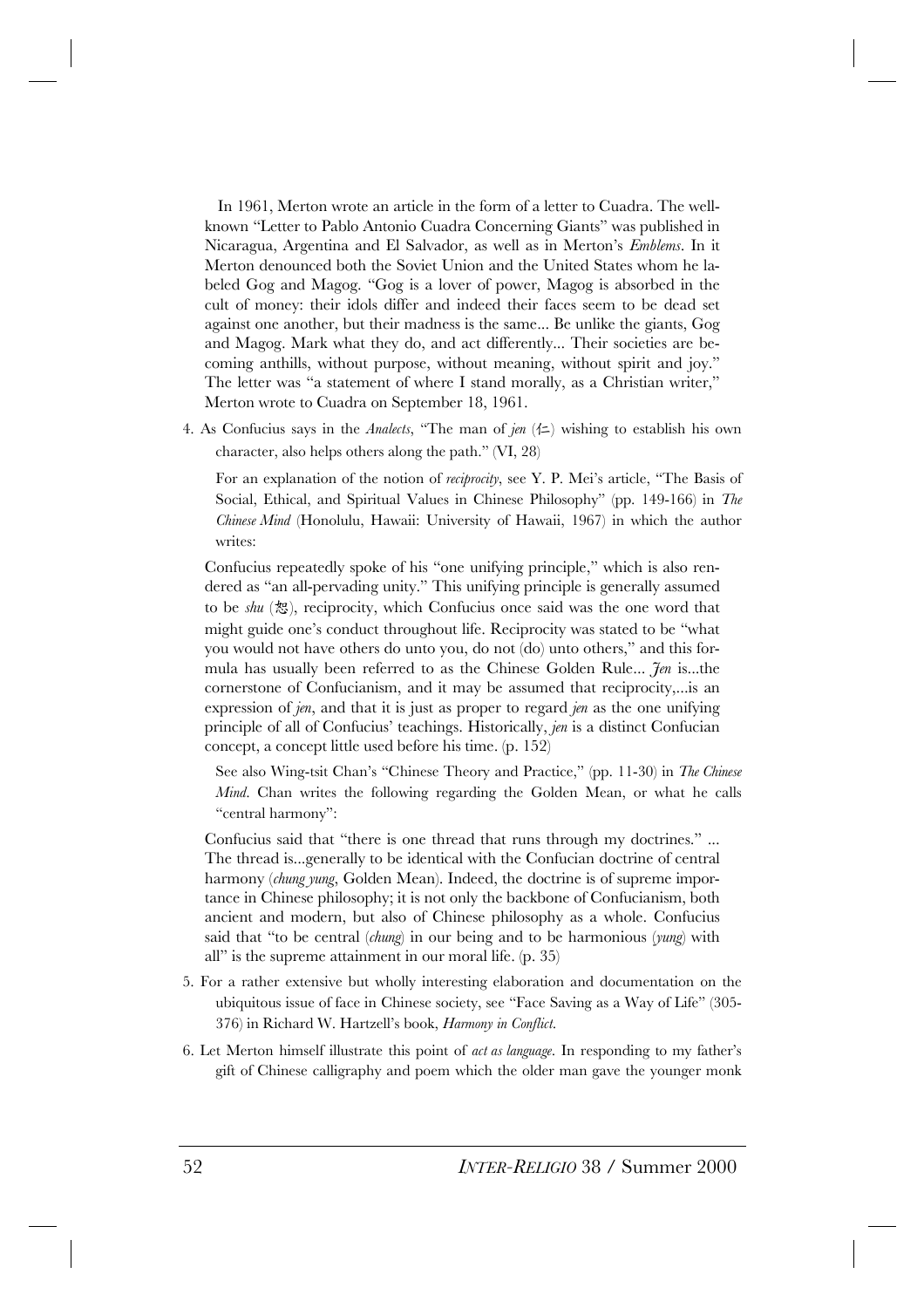In 1961, Merton wrote an article in the form of a letter to Cuadra. The well-known "Letter to Pablo Antonio Cuadra Concerning Giants" was published in Nicaragua, Argentina and El Salvador, as well as in Merton's *Emblems*. In it Merton denounced both the Soviet Union and the United States whom he labeled Gog and Magog. "Gog is a lover of power, Magog is absorbed in the cult of money: their idols differ and indeed their faces seem to be dead set against one another, but their madness is the same... Be unlike the giants, Gog and Magog. Mark what they do, and act differently... Their societies are becoming anthills, without purpose, without meaning, without spirit and joy." The letter was "a statement of where I stand morally, as a Christian writer," Merton wrote to Cuadra on September 18, 1961.

4. As Confucius says in the *Analects*, "The man of *jen* (仁) wishing to establish his own character, also helps others along the path." (VI, 28)

   For an explanation of the notion of *reciprocity*, see Y. P. Mei's article, "The Basis of Social, Ethical, and Spiritual Values in Chinese Philosophy" (pp. 149-166) in *The Chinese Mind* (Honolulu, Hawaii: University of Hawaii, 1967) in which the author writes:

   > Confucius repeatedly spoke of his "one unifying principle," which is also rendered as "an all-pervading unity." This unifying principle is generally assumed to be *shu* (恕), reciprocity, which Confucius once said was the one word that might guide one's conduct throughout life. Reciprocity was stated to be "what you would not have others do unto you, do not (do) unto others," and this formula has usually been referred to as the Chinese Golden Rule... *Jen* is...the cornerstone of Confucianism, and it may be assumed that reciprocity,...is an expression of *jen*, and that it is just as proper to regard *jen* as the one unifying principle of all of Confucius' teachings. Historically, *jen* is a distinct Confucian concept, a concept little used before his time. (p. 152)

   See also Wing-tsit Chan's "Chinese Theory and Practice," (pp. 11-30) in *The Chinese Mind*. Chan writes the following regarding the Golden Mean, or what he calls "central harmony":

   > Confucius said that "there is one thread that runs through my doctrines." ... The thread is...generally to be identical with the Confucian doctrine of central harmony (*chung yung*, Golden Mean). Indeed, the doctrine is of supreme importance in Chinese philosophy; it is not only the backbone of Confucianism, both ancient and modern, but also of Chinese philosophy as a whole. Confucius said that "to be central (*chung*) in our being and to be harmonious (*yung*) with all" is the supreme attainment in our moral life. (p. 35)

5. For a rather extensive but wholly interesting elaboration and documentation on the ubiquitous issue of face in Chinese society, see "Face Saving as a Way of Life" (305-376) in Richard W. Hartzell's book, *Harmony in Conflict*.

6. Let Merton himself illustrate this point of *act as language*. In responding to my father's gift of Chinese calligraphy and poem which the older man gave the younger monk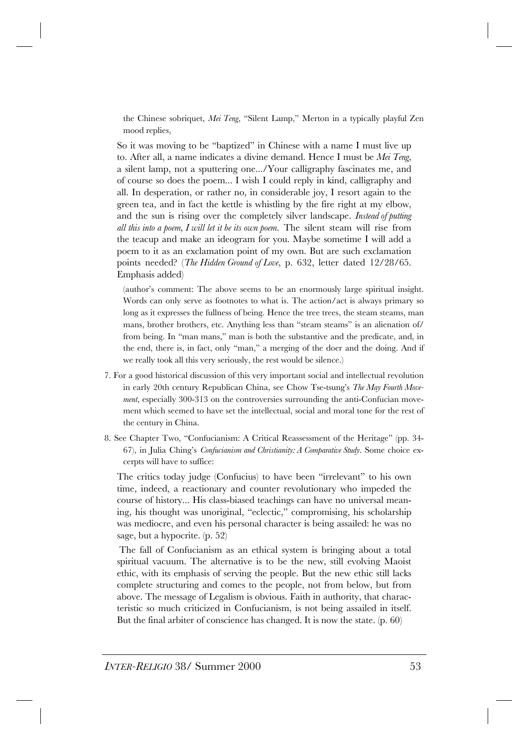the Chinese sobriquet, *Mei Teng*, "Silent Lamp," Merton in a typically playful Zen mood replies,

> So it was moving to be "baptized" in Chinese with a name I must live up to. After all, a name indicates a divine demand. Hence I must be *Mei Teng*, a silent lamp, not a sputtering one.../Your calligraphy fascinates me, and of course so does the poem... I wish I could reply in kind, calligraphy and all. In desperation, or rather no, in considerable joy, I resort again to the green tea, and in fact the kettle is whistling by the fire right at my elbow, and the sun is rising over the completely silver landscape. *Instead of putting all this into a poem, I will let it be its own poem.* The silent steam will rise from the teacup and make an ideogram for you. Maybe sometime I will add a poem to it as an exclamation point of my own. But are such exclamation points needed? (*The Hidden Ground of Love*, p. 632, letter dated 12/28/65. Emphasis added)

(author's comment: The above seems to be an enormously large spiritual insight. Words can only serve as footnotes to what is. The action/act is always primary so long as it expresses the fullness of being. Hence the tree trees, the steam steams, man mans, brother brothers, etc. Anything less than "steam steams" is an alienation of/from being. In "man mans," man is both the substantive and the predicate, and, in the end, there is, in fact, only "man," a merging of the doer and the doing. And if we really took all this very seriously, the rest would be silence.)

7. For a good historical discussion of this very important social and intellectual revolution in early 20th century Republican China, see Chow Tse-tsung's *The May Fourth Movement*, especially 300-313 on the controversies surrounding the anti-Confucian movement which seemed to have set the intellectual, social and moral tone for the rest of the century in China.

8. See Chapter Two, "Confucianism: A Critical Reassessment of the Heritage" (pp. 34-67), in Julia Ching's *Confucianism and Christianity: A Comparative Study*. Some choice excerpts will have to suffice:

> The critics today judge (Confucius) to have been "irrelevant" to his own time, indeed, a reactionary and counter revolutionary who impeded the course of history... His class-biased teachings can have no universal meaning, his thought was unoriginal, "eclectic," compromising, his scholarship was mediocre, and even his personal character is being assailed: he was no sage, but a hypocrite. (p. 52)

> The fall of Confucianism as an ethical system is bringing about a total spiritual vacuum. The alternative is to be the new, still evolving Maoist ethic, with its emphasis of serving the people. But the new ethic still lacks complete structuring and comes to the people, not from below, but from above. The message of Legalism is obvious. Faith in authority, that characteristic so much criticized in Confucianism, is not being assailed in itself. But the final arbiter of conscience has changed. It is now the state. (p. 60)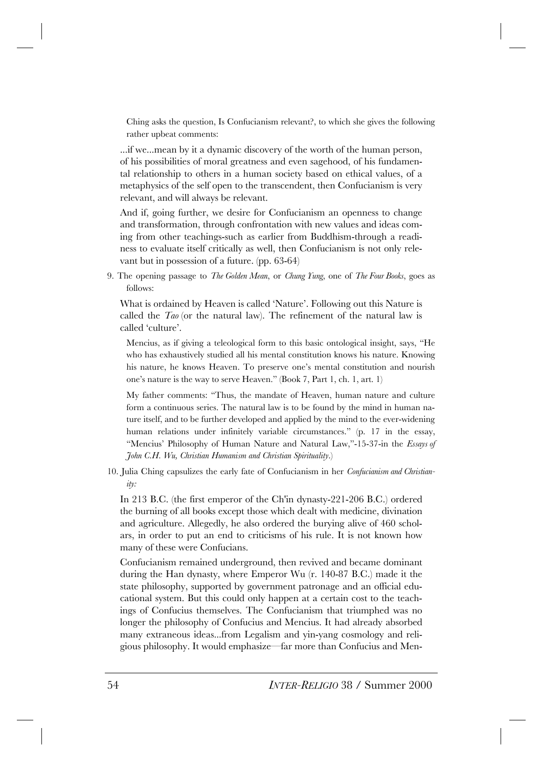Ching asks the question, Is Confucianism relevant?, to which she gives the following rather upbeat comments:

> ...if we...mean by it a dynamic discovery of the worth of the human person, of his possibilities of moral greatness and even sagehood, of his fundamental relationship to others in a human society based on ethical values, of a metaphysics of the self open to the transcendent, then Confucianism is very relevant, and will always be relevant.
>
> And if, going further, we desire for Confucianism an openness to change and transformation, through confrontation with new values and ideas coming from other teachings-such as earlier from Buddhism-through a readiness to evaluate itself critically as well, then Confucianism is not only relevant but in possession of a future. (pp. 63-64)

9. The opening passage to *The Golden Mean*, or *Chung Yung*, one of *The Four Books*, goes as follows:

> What is ordained by Heaven is called 'Nature'. Following out this Nature is called the *Tao* (or the natural law). The refinement of the natural law is called 'culture'.

Mencius, as if giving a teleological form to this basic ontological insight, says, "He who has exhaustively studied all his mental constitution knows his nature. Knowing his nature, he knows Heaven. To preserve one's mental constitution and nourish one's nature is the way to serve Heaven." (Book 7, Part 1, ch. 1, art. 1)

My father comments: "Thus, the mandate of Heaven, human nature and culture form a continuous series. The natural law is to be found by the mind in human nature itself, and to be further developed and applied by the mind to the ever-widening human relations under infinitely variable circumstances." (p. 17 in the essay, "Mencius' Philosophy of Human Nature and Natural Law,"-15-37-in the *Essays of John C.H. Wu, Christian Humanism and Christian Spirituality*.)

10. Julia Ching capsulizes the early fate of Confucianism in her *Confucianism and Christianity:*

> In 213 B.C. (the first emperor of the Ch'in dynasty-221-206 B.C.) ordered the burning of all books except those which dealt with medicine, divination and agriculture. Allegedly, he also ordered the burying alive of 460 scholars, in order to put an end to criticisms of his rule. It is not known how many of these were Confucians.
>
> Confucianism remained underground, then revived and became dominant during the Han dynasty, where Emperor Wu (r. 140-87 B.C.) made it the state philosophy, supported by government patronage and an official educational system. But this could only happen at a certain cost to the teachings of Confucius themselves. The Confucianism that triumphed was no longer the philosophy of Confucius and Mencius. It had already absorbed many extraneous ideas...from Legalism and yin-yang cosmology and religious philosophy. It would emphasize—far more than Confucius and Men-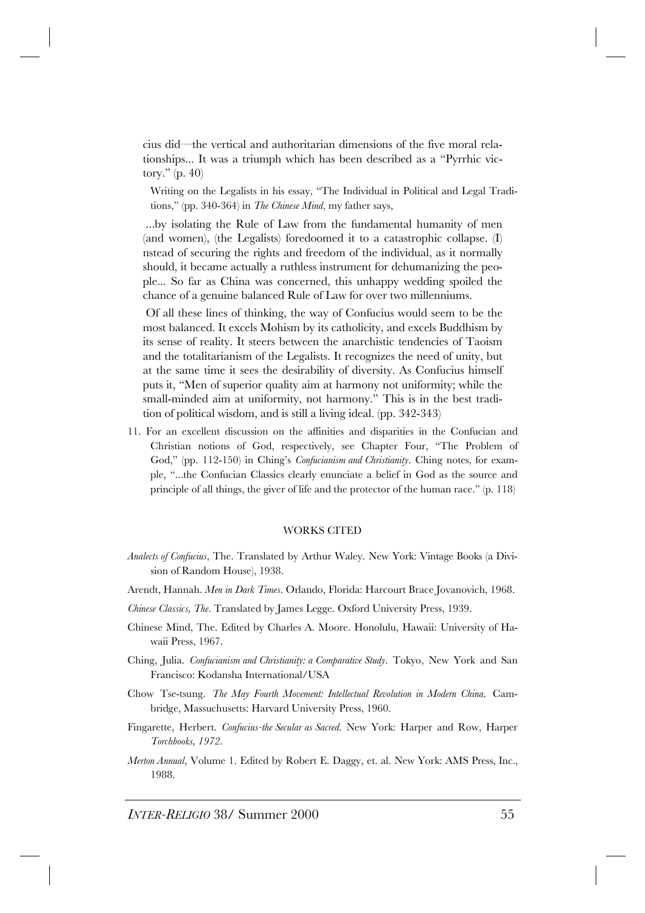cius did—the vertical and authoritarian dimensions of the five moral relationships... It was a triumph which has been described as a "Pyrrhic victory." (p. 40)

Writing on the Legalists in his essay, "The Individual in Political and Legal Traditions," (pp. 340-364) in *The Chinese Mind*, my father says,

> ...by isolating the Rule of Law from the fundamental humanity of men (and women), (the Legalists) foredoomed it to a catastrophic collapse. (I) nstead of securing the rights and freedom of the individual, as it normally should, it became actually a ruthless instrument for dehumanizing the people... So far as China was concerned, this unhappy wedding spoiled the chance of a genuine balanced Rule of Law for over two millenniums.
>
> Of all these lines of thinking, the way of Confucius would seem to be the most balanced. It excels Mohism by its catholicity, and excels Buddhism by its sense of reality. It steers between the anarchistic tendencies of Taoism and the totalitarianism of the Legalists. It recognizes the need of unity, but at the same time it sees the desirability of diversity. As Confucius himself puts it, "Men of superior quality aim at harmony not uniformity; while the small-minded aim at uniformity, not harmony." This is in the best tradition of political wisdom, and is still a living ideal. (pp. 342-343)

11. For an excellent discussion on the affinities and disparities in the Confucian and Christian notions of God, respectively, see Chapter Four, "The Problem of God," (pp. 112-150) in Ching's *Confucianism and Christianity*. Ching notes, for example, "...the Confucian Classics clearly enunciate a belief in God as the source and principle of all things, the giver of life and the protector of the human race." (p. 118)

## WORKS CITED

*Analects of Confucius*, The. Translated by Arthur Waley. New York: Vintage Books (a Division of Random House), 1938.

Arendt, Hannah. *Men in Dark Times*. Orlando, Florida: Harcourt Brace Jovanovich, 1968.

*Chinese Classics, The*. Translated by James Legge. Oxford University Press, 1939.

Chinese Mind, The. Edited by Charles A. Moore. Honolulu, Hawaii: University of Hawaii Press, 1967.

Ching, Julia. *Confucianism and Christianity: a Comparative Study*. Tokyo, New York and San Francisco: Kodansha International/USA

Chow Tse-tsung. *The May Fourth Movement: Intellectual Revolution in Modern China*. Cambridge, Massuchusetts: Harvard University Press, 1960.

Fingarette, Herbert. *Confucius-the Secular as Sacred*. New York: Harper and Row, Harper *Torchbooks, 1972*.

*Merton Annual*, Volume 1. Edited by Robert E. Daggy, et. al. New York: AMS Press, Inc., 1988.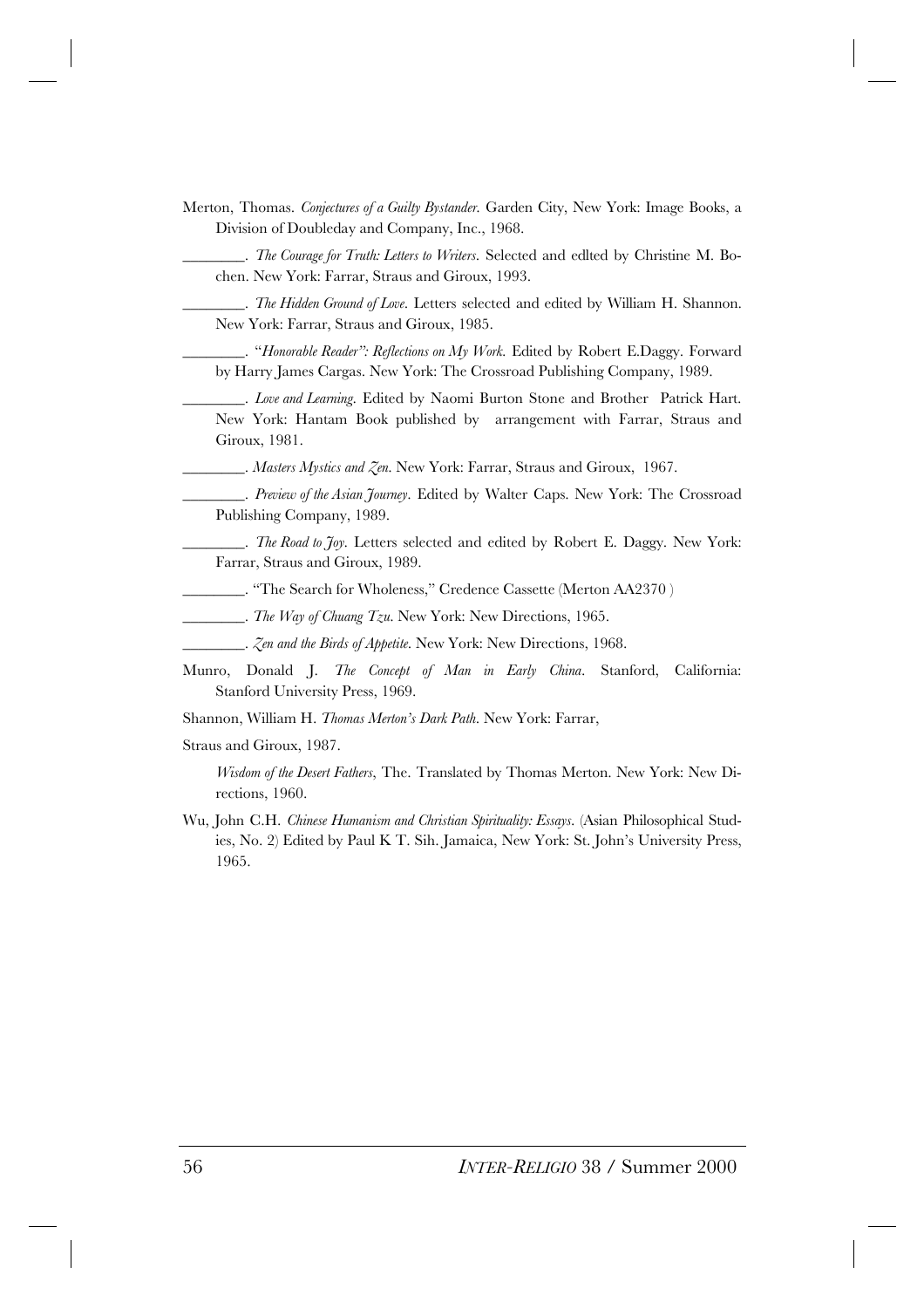Merton, Thomas. *Conjectures of a Guilty Bystander.* Garden City, New York: Image Books, a Division of Doubleday and Company, Inc., 1968.

________. *The Courage for Truth: Letters to Writers.* Selected and edlted by Christine M. Bochen. New York: Farrar, Straus and Giroux, 1993.

________. *The Hidden Ground of Love.* Letters selected and edited by William H. Shannon. New York: Farrar, Straus and Giroux, 1985.

________. "*Honorable Reader": Reflections on My Work.* Edited by Robert E.Daggy. Forward by Harry James Cargas. New York: The Crossroad Publishing Company, 1989.

________. *Love and Learning.* Edited by Naomi Burton Stone and Brother Patrick Hart. New York: Hantam Book published by arrangement with Farrar, Straus and Giroux, 1981.

________. *Masters Mystics and Zen.* New York: Farrar, Straus and Giroux, 1967.

________. *Preview of the Asian Journey.* Edited by Walter Caps. New York: The Crossroad Publishing Company, 1989.

________. *The Road to Joy.* Letters selected and edited by Robert E. Daggy. New York: Farrar, Straus and Giroux, 1989.

________. "The Search for Wholeness," Credence Cassette (Merton AA2370 )

________. *The Way of Chuang Tzu.* New York: New Directions, 1965.

________. *Zen and the Birds of Appetite.* New York: New Directions, 1968.

Munro, Donald J. *The Concept of Man in Early China.* Stanford, California: Stanford University Press, 1969.

Shannon, William H. *Thomas Merton's Dark Path.* New York: Farrar,

Straus and Giroux, 1987.

*Wisdom of the Desert Fathers*, The. Translated by Thomas Merton. New York: New Directions, 1960.

Wu, John C.H. *Chinese Humanism and Christian Spirituality: Essays.* (Asian Philosophical Studies, No. 2) Edited by Paul K T. Sih. Jamaica, New York: St. John's University Press, 1965.